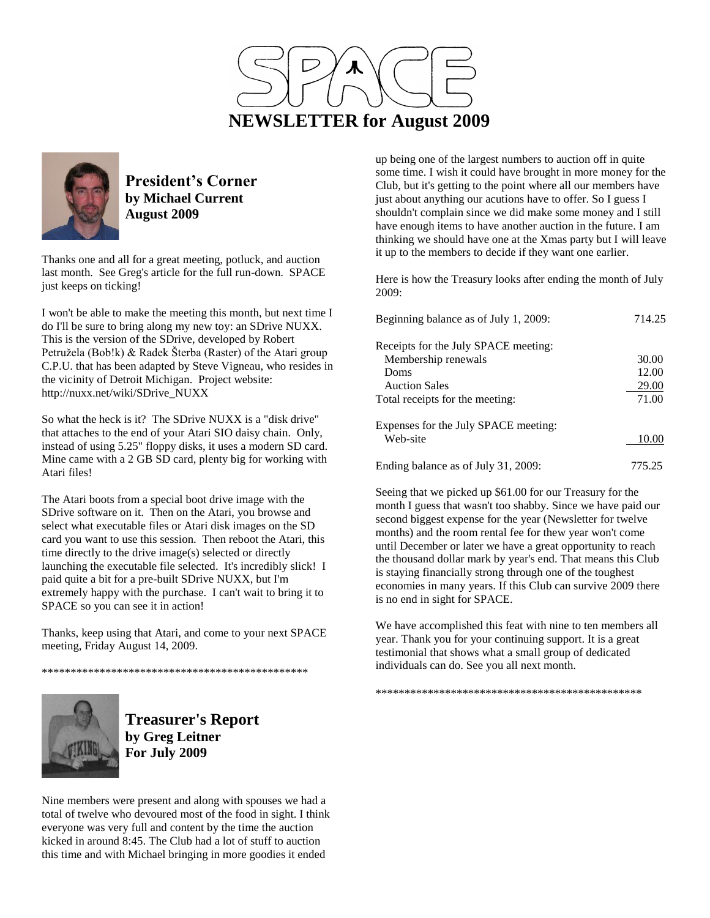# NEWSLETTER for August 2009

## President's Corner
**by Michael Current**
**August 2009**

Thanks one and all for a great meeting, potluck, and auction last month. See Greg's article for the full run-down. SPACE just keeps on ticking!

I won't be able to make the meeting this month, but next time I do I'll be sure to bring along my new toy: an SDrive NUXX. This is the version of the SDrive, developed by Robert Petružela (Bob!k) & Radek Šterba (Raster) of the Atari group C.P.U. that has been adapted by Steve Vigneau, who resides in the vicinity of Detroit Michigan. Project website: http://nuxx.net/wiki/SDrive_NUXX

So what the heck is it? The SDrive NUXX is a "disk drive" that attaches to the end of your Atari SIO daisy chain. Only, instead of using 5.25" floppy disks, it uses a modern SD card. Mine came with a 2 GB SD card, plenty big for working with Atari files!

The Atari boots from a special boot drive image with the SDrive software on it. Then on the Atari, you browse and select what executable files or Atari disk images on the SD card you want to use this session. Then reboot the Atari, this time directly to the drive image(s) selected or directly launching the executable file selected. It's incredibly slick! I paid quite a bit for a pre-built SDrive NUXX, but I'm extremely happy with the purchase. I can't wait to bring it to SPACE so you can see it in action!

Thanks, keep using that Atari, and come to your next SPACE meeting, Friday August 14, 2009.

************************************************

## Treasurer's Report
**by Greg Leitner**
**For July 2009**

Nine members were present and along with spouses we had a total of twelve who devoured most of the food in sight. I think everyone was very full and content by the time the auction kicked in around 8:45. The Club had a lot of stuff to auction this time and with Michael bringing in more goodies it ended up being one of the largest numbers to auction off in quite some time. I wish it could have brought in more money for the Club, but it's getting to the point where all our members have just about anything our acutions have to offer. So I guess I shouldn't complain since we did make some money and I still have enough items to have another auction in the future. I am thinking we should have one at the Xmas party but I will leave it up to the members to decide if they want one earlier.

Here is how the Treasury looks after ending the month of July 2009:

| | |
|---|---:|
| Beginning balance as of July 1, 2009: | 714.25 |
| | |
| Receipts for the July SPACE meeting: | |
| Membership renewals | 30.00 |
| Doms | 12.00 |
| Auction Sales | 29.00 |
| Total receipts for the meeting: | 71.00 |
| | |
| Expenses for the July SPACE meeting: | |
| Web-site | 10.00 |
| | |
| Ending balance as of July 31, 2009: | 775.25 |

Seeing that we picked up $61.00 for our Treasury for the month I guess that wasn't too shabby. Since we have paid our second biggest expense for the year (Newsletter for twelve months) and the room rental fee for thew year won't come until December or later we have a great opportunity to reach the thousand dollar mark by year's end. That means this Club is staying financially strong through one of the toughest economies in many years. If this Club can survive 2009 there is no end in sight for SPACE.

We have accomplished this feat with nine to ten members all year. Thank you for your continuing support. It is a great testimonial that shows what a small group of dedicated individuals can do. See you all next month.

************************************************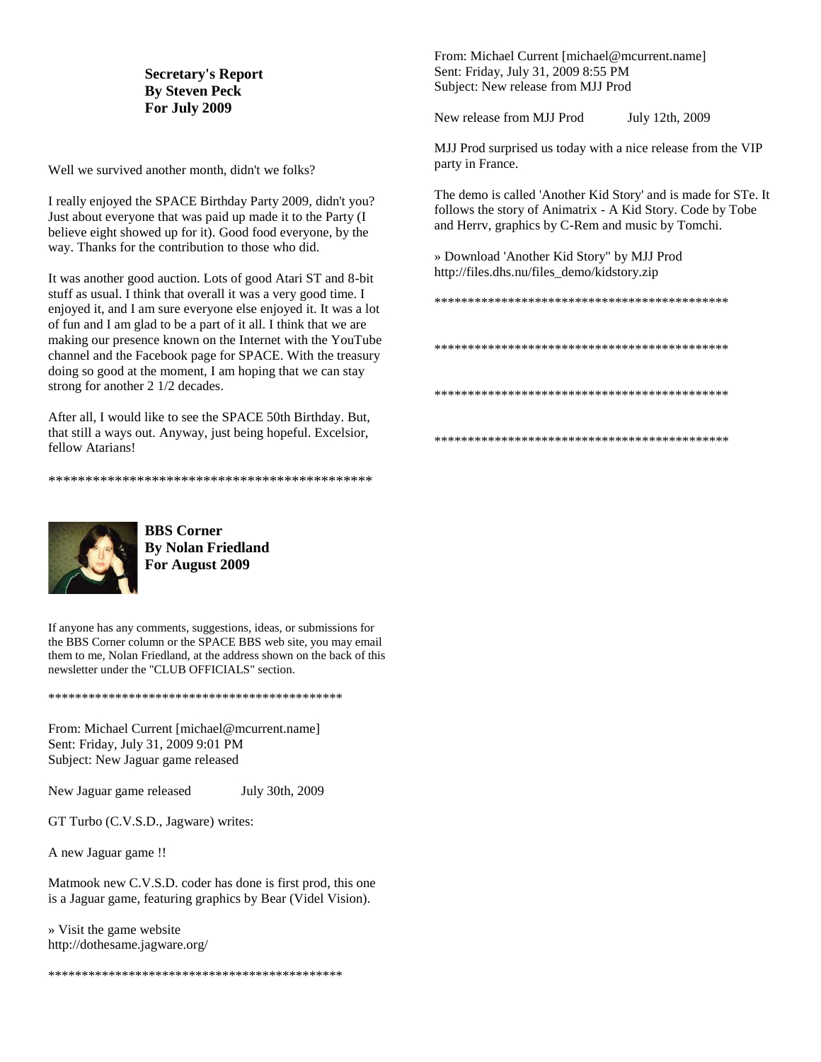**Secretary's Report**
**By Steven Peck**
**For July 2009**

Well we survived another month, didn't we folks?

I really enjoyed the SPACE Birthday Party 2009, didn't you? Just about everyone that was paid up made it to the Party (I believe eight showed up for it). Good food everyone, by the way. Thanks for the contribution to those who did.

It was another good auction. Lots of good Atari ST and 8-bit stuff as usual. I think that overall it was a very good time. I enjoyed it, and I am sure everyone else enjoyed it. It was a lot of fun and I am glad to be a part of it all. I think that we are making our presence known on the Internet with the YouTube channel and the Facebook page for SPACE. With the treasury doing so good at the moment, I am hoping that we can stay strong for another 2 1/2 decades.

After all, I would like to see the SPACE 50th Birthday. But, that still a ways out. Anyway, just being hopeful. Excelsior, fellow Atarians!

\*\*\*\*\*\*\*\*\*\*\*\*\*\*\*\*\*\*\*\*\*\*\*\*\*\*\*\*\*\*\*\*\*\*\*\*\*\*\*\*\*\*\*\*\*

**BBS Corner**
**By Nolan Friedland**
**For August 2009**

If anyone has any comments, suggestions, ideas, or submissions for the BBS Corner column or the SPACE BBS web site, you may email them to me, Nolan Friedland, at the address shown on the back of this newsletter under the "CLUB OFFICIALS" section.

\*\*\*\*\*\*\*\*\*\*\*\*\*\*\*\*\*\*\*\*\*\*\*\*\*\*\*\*\*\*\*\*\*\*\*\*\*\*\*\*\*\*\*\*\*

From: Michael Current [michael@mcurrent.name]
Sent: Friday, July 31, 2009 9:01 PM
Subject: New Jaguar game released

New Jaguar game released July 30th, 2009

GT Turbo (C.V.S.D., Jagware) writes:

A new Jaguar game !!

Matmook new C.V.S.D. coder has done is first prod, this one is a Jaguar game, featuring graphics by Bear (Videl Vision).

» Visit the game website
http://dothesame.jagware.org/

\*\*\*\*\*\*\*\*\*\*\*\*\*\*\*\*\*\*\*\*\*\*\*\*\*\*\*\*\*\*\*\*\*\*\*\*\*\*\*\*\*\*\*\*\*

From: Michael Current [michael@mcurrent.name]
Sent: Friday, July 31, 2009 8:55 PM
Subject: New release from MJJ Prod

New release from MJJ Prod July 12th, 2009

MJJ Prod surprised us today with a nice release from the VIP party in France.

The demo is called 'Another Kid Story' and is made for STe. It follows the story of Animatrix - A Kid Story. Code by Tobe and Herrv, graphics by C-Rem and music by Tomchi.

» Download 'Another Kid Story" by MJJ Prod
http://files.dhs.nu/files_demo/kidstory.zip

\*\*\*\*\*\*\*\*\*\*\*\*\*\*\*\*\*\*\*\*\*\*\*\*\*\*\*\*\*\*\*\*\*\*\*\*\*\*\*\*\*\*\*\*\*

\*\*\*\*\*\*\*\*\*\*\*\*\*\*\*\*\*\*\*\*\*\*\*\*\*\*\*\*\*\*\*\*\*\*\*\*\*\*\*\*\*\*\*\*\*

\*\*\*\*\*\*\*\*\*\*\*\*\*\*\*\*\*\*\*\*\*\*\*\*\*\*\*\*\*\*\*\*\*\*\*\*\*\*\*\*\*\*\*\*\*

\*\*\*\*\*\*\*\*\*\*\*\*\*\*\*\*\*\*\*\*\*\*\*\*\*\*\*\*\*\*\*\*\*\*\*\*\*\*\*\*\*\*\*\*\*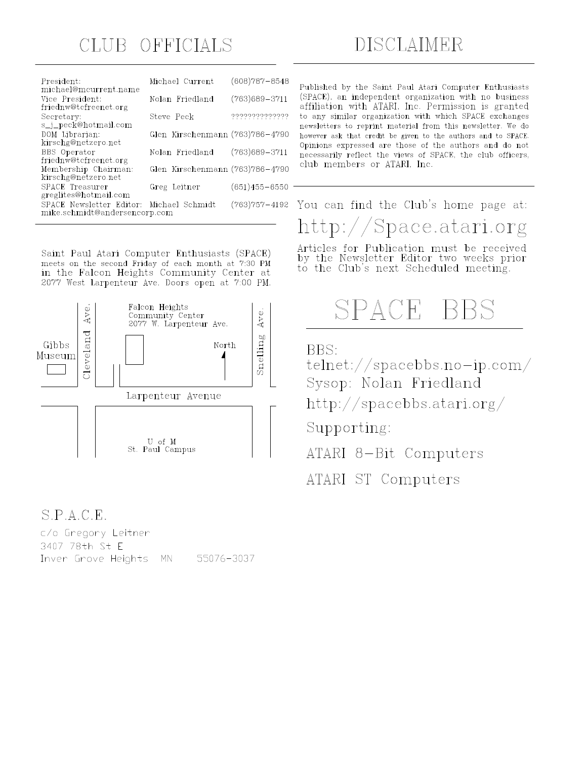# CLUB OFFICIALS

| | | |
|---|---|---|
| President: michael@mcurrent.name | Michael Current | (608)787-8548 |
| Vice President: friednw@tcfreenet.org | Nolan Friedland | (763)689-3711 |
| Secretary: s_j_peck@hotmail.com | Steve Peck | ?????????????? |
| DOM Librarian: kirschg@netzero.net | Glen Kirschenmann | (763)786-4790 |
| BBS Operator friednw@tcfreenet.org | Nolan Friedland | (763)689-3711 |
| Membership Chairman: kirschg@netzero.net | Glen Kirschenmann | (763)786-4790 |
| SPACE Treasurer greglites@hotmail.com | Greg Leitner | (651)455-6550 |
| SPACE Newsletter Editor: mike.schmidt@andersencorp.com | Michael Schmidt | (763)757-4192 |

Saint Paul Atari Computer Enthusiasts (SPACE) meets on the second Friday of each month at 7:30 PM in the Falcon Heights Community Center at 2077 West Larpenteur Ave. Doors open at 7:00 PM.

Falcon Heights Community Center
2077 W. Larpenteur Ave.

Gibbs Museum

Cleveland Ave.

Snelling Ave.

North

Larpenteur Avenue

U of M
St. Paul Campus

# DISCLAIMER

Published by the Saint Paul Atari Computer Enthusiasts (SPACE), an independent organization with no business affiliation with ATARI, Inc. Permission is granted to any similar organization with which SPACE exchanges newsletters to reprint material from this newsletter. We do however ask that credit be given to the authors and to SPACE. Opinions expressed are those of the authors and do not necessarily reflect the views of SPACE, the club officers, club members or ATARI, Inc.

You can find the Club's home page at:

http://Space.atari.org

Articles for Publication must be received by the Newsletter Editor two weeks prior to the Club's next Scheduled meeting.

# SPACE BBS

BBS:
telnet://spacebbs.no-ip.com/
Sysop: Nolan Friedland
http://spacebbs.atari.org/

Supporting:

ATARI 8-Bit Computers

ATARI ST Computers

S.P.A.C.E.
c/o Gregory Leitner
3407 78th St E
Inver Grove Heights MN 55076-3037